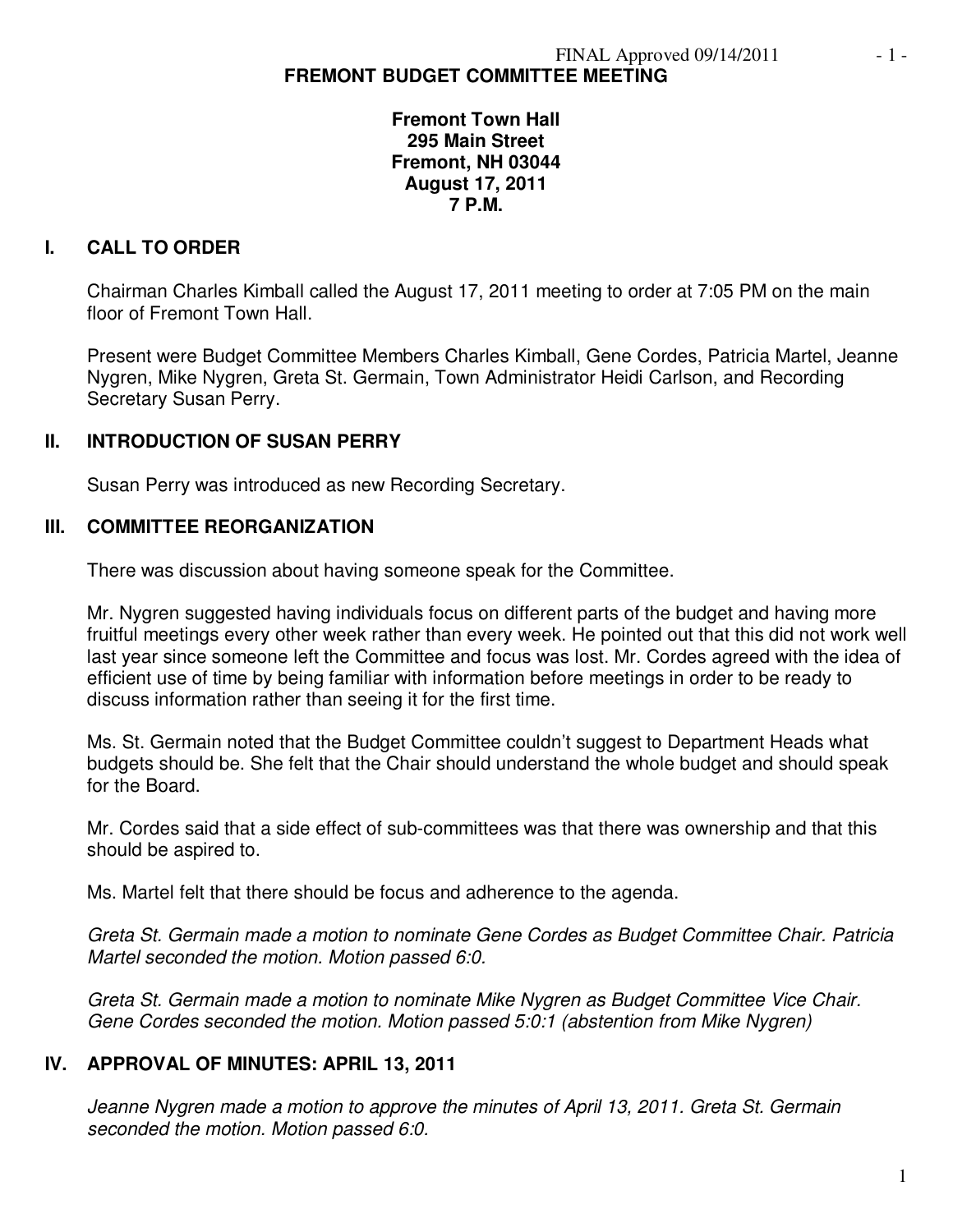FINAL Approved 09/14/2011

# FREMONT BUDGET COMMITTEE MEETING

**Fremont Town Hall**
**295 Main Street**
**Fremont, NH 03044**
**August 17, 2011**
**7 P.M.**

## I. CALL TO ORDER

Chairman Charles Kimball called the August 17, 2011 meeting to order at 7:05 PM on the main floor of Fremont Town Hall.

Present were Budget Committee Members Charles Kimball, Gene Cordes, Patricia Martel, Jeanne Nygren, Mike Nygren, Greta St. Germain, Town Administrator Heidi Carlson, and Recording Secretary Susan Perry.

## II. INTRODUCTION OF SUSAN PERRY

Susan Perry was introduced as new Recording Secretary.

## III. COMMITTEE REORGANIZATION

There was discussion about having someone speak for the Committee.

Mr. Nygren suggested having individuals focus on different parts of the budget and having more fruitful meetings every other week rather than every week. He pointed out that this did not work well last year since someone left the Committee and focus was lost. Mr. Cordes agreed with the idea of efficient use of time by being familiar with information before meetings in order to be ready to discuss information rather than seeing it for the first time.

Ms. St. Germain noted that the Budget Committee couldn't suggest to Department Heads what budgets should be. She felt that the Chair should understand the whole budget and should speak for the Board.

Mr. Cordes said that a side effect of sub-committees was that there was ownership and that this should be aspired to.

Ms. Martel felt that there should be focus and adherence to the agenda.

*Greta St. Germain made a motion to nominate Gene Cordes as Budget Committee Chair. Patricia Martel seconded the motion. Motion passed 6:0.*

*Greta St. Germain made a motion to nominate Mike Nygren as Budget Committee Vice Chair. Gene Cordes seconded the motion. Motion passed 5:0:1 (abstention from Mike Nygren)*

## IV. APPROVAL OF MINUTES: APRIL 13, 2011

*Jeanne Nygren made a motion to approve the minutes of April 13, 2011. Greta St. Germain seconded the motion. Motion passed 6:0.*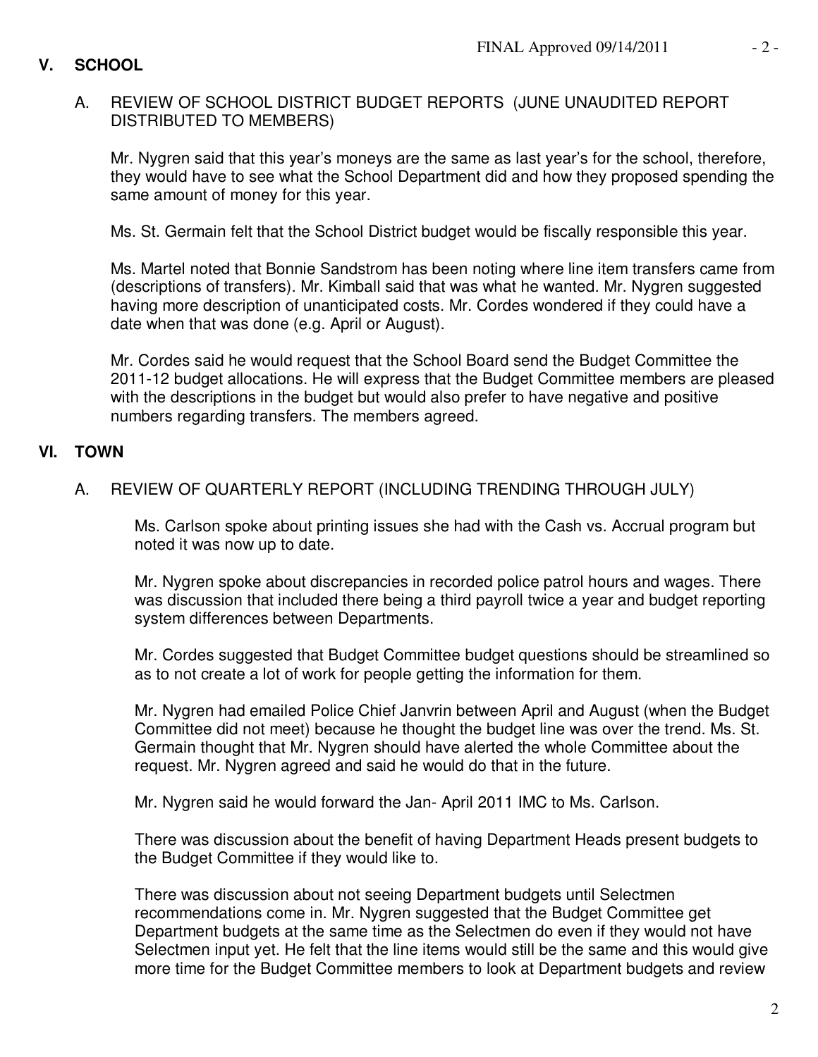## V. SCHOOL

### A. REVIEW OF SCHOOL DISTRICT BUDGET REPORTS (JUNE UNAUDITED REPORT DISTRIBUTED TO MEMBERS)

Mr. Nygren said that this year's moneys are the same as last year's for the school, therefore, they would have to see what the School Department did and how they proposed spending the same amount of money for this year.

Ms. St. Germain felt that the School District budget would be fiscally responsible this year.

Ms. Martel noted that Bonnie Sandstrom has been noting where line item transfers came from (descriptions of transfers). Mr. Kimball said that was what he wanted. Mr. Nygren suggested having more description of unanticipated costs. Mr. Cordes wondered if they could have a date when that was done (e.g. April or August).

Mr. Cordes said he would request that the School Board send the Budget Committee the 2011-12 budget allocations. He will express that the Budget Committee members are pleased with the descriptions in the budget but would also prefer to have negative and positive numbers regarding transfers. The members agreed.

## VI. TOWN

### A. REVIEW OF QUARTERLY REPORT (INCLUDING TRENDING THROUGH JULY)

Ms. Carlson spoke about printing issues she had with the Cash vs. Accrual program but noted it was now up to date.

Mr. Nygren spoke about discrepancies in recorded police patrol hours and wages. There was discussion that included there being a third payroll twice a year and budget reporting system differences between Departments.

Mr. Cordes suggested that Budget Committee budget questions should be streamlined so as to not create a lot of work for people getting the information for them.

Mr. Nygren had emailed Police Chief Janvrin between April and August (when the Budget Committee did not meet) because he thought the budget line was over the trend. Ms. St. Germain thought that Mr. Nygren should have alerted the whole Committee about the request. Mr. Nygren agreed and said he would do that in the future.

Mr. Nygren said he would forward the Jan- April 2011 IMC to Ms. Carlson.

There was discussion about the benefit of having Department Heads present budgets to the Budget Committee if they would like to.

There was discussion about not seeing Department budgets until Selectmen recommendations come in. Mr. Nygren suggested that the Budget Committee get Department budgets at the same time as the Selectmen do even if they would not have Selectmen input yet. He felt that the line items would still be the same and this would give more time for the Budget Committee members to look at Department budgets and review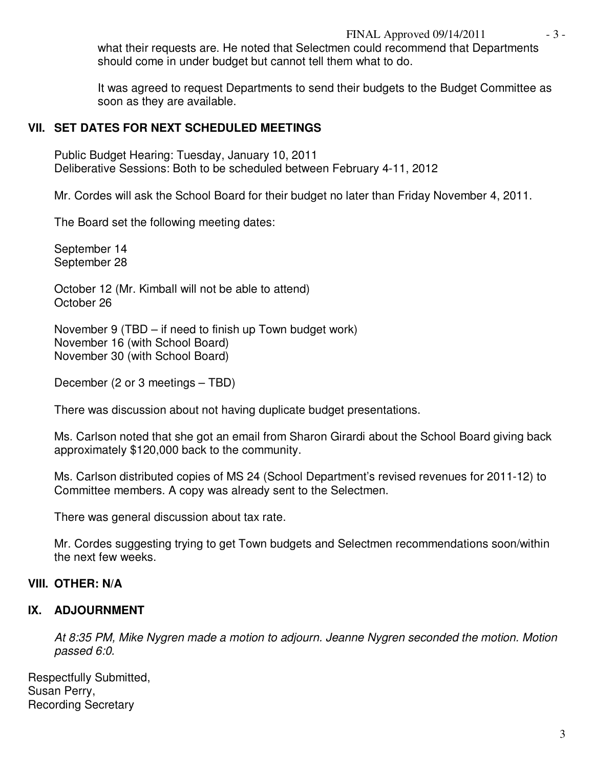what their requests are. He noted that Selectmen could recommend that Departments should come in under budget but cannot tell them what to do.

It was agreed to request Departments to send their budgets to the Budget Committee as soon as they are available.

## VII. SET DATES FOR NEXT SCHEDULED MEETINGS

Public Budget Hearing: Tuesday, January 10, 2011
Deliberative Sessions: Both to be scheduled between February 4-11, 2012

Mr. Cordes will ask the School Board for their budget no later than Friday November 4, 2011.

The Board set the following meeting dates:

September 14
September 28

October 12 (Mr. Kimball will not be able to attend)
October 26

November 9 (TBD – if need to finish up Town budget work)
November 16 (with School Board)
November 30 (with School Board)

December (2 or 3 meetings – TBD)

There was discussion about not having duplicate budget presentations.

Ms. Carlson noted that she got an email from Sharon Girardi about the School Board giving back approximately $120,000 back to the community.

Ms. Carlson distributed copies of MS 24 (School Department's revised revenues for 2011-12) to Committee members. A copy was already sent to the Selectmen.

There was general discussion about tax rate.

Mr. Cordes suggesting trying to get Town budgets and Selectmen recommendations soon/within the next few weeks.

## VIII. OTHER: N/A

## IX. ADJOURNMENT

*At 8:35 PM, Mike Nygren made a motion to adjourn. Jeanne Nygren seconded the motion. Motion passed 6:0.*

Respectfully Submitted,
Susan Perry,
Recording Secretary